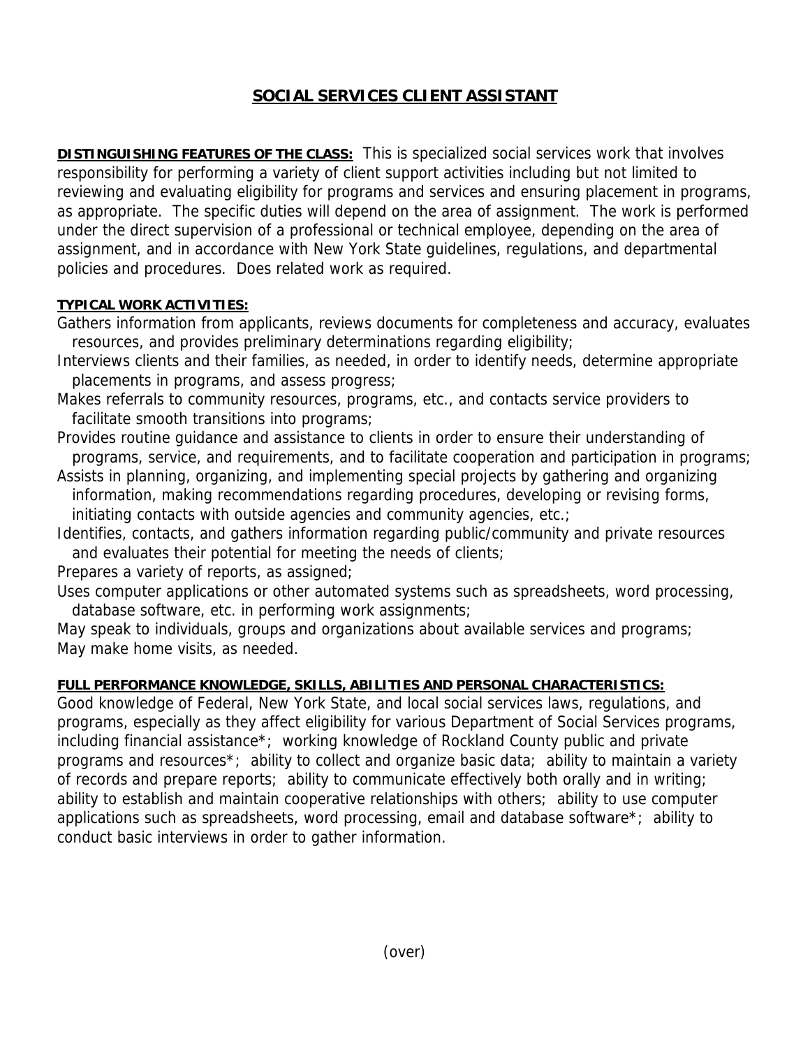# SOCIAL SERVICES CLIENT ASSISTANT

**DISTINGUISHING FEATURES OF THE CLASS:** This is specialized social services work that involves responsibility for performing a variety of client support activities including but not limited to reviewing and evaluating eligibility for programs and services and ensuring placement in programs, as appropriate. The specific duties will depend on the area of assignment. The work is performed under the direct supervision of a professional or technical employee, depending on the area of assignment, and in accordance with New York State guidelines, regulations, and departmental policies and procedures. Does related work as required.

**TYPICAL WORK ACTIVITIES:**

Gathers information from applicants, reviews documents for completeness and accuracy, evaluates resources, and provides preliminary determinations regarding eligibility;

Interviews clients and their families, as needed, in order to identify needs, determine appropriate placements in programs, and assess progress;

Makes referrals to community resources, programs, etc., and contacts service providers to facilitate smooth transitions into programs;

Provides routine guidance and assistance to clients in order to ensure their understanding of programs, service, and requirements, and to facilitate cooperation and participation in programs;

Assists in planning, organizing, and implementing special projects by gathering and organizing information, making recommendations regarding procedures, developing or revising forms, initiating contacts with outside agencies and community agencies, etc.;

Identifies, contacts, and gathers information regarding public/community and private resources and evaluates their potential for meeting the needs of clients;

Prepares a variety of reports, as assigned;

Uses computer applications or other automated systems such as spreadsheets, word processing, database software, etc. in performing work assignments;

May speak to individuals, groups and organizations about available services and programs;

May make home visits, as needed.

**FULL PERFORMANCE KNOWLEDGE, SKILLS, ABILITIES AND PERSONAL CHARACTERISTICS:**

Good knowledge of Federal, New York State, and local social services laws, regulations, and programs, especially as they affect eligibility for various Department of Social Services programs, including financial assistance*; working knowledge of Rockland County public and private programs and resources*; ability to collect and organize basic data; ability to maintain a variety of records and prepare reports; ability to communicate effectively both orally and in writing; ability to establish and maintain cooperative relationships with others; ability to use computer applications such as spreadsheets, word processing, email and database software*; ability to conduct basic interviews in order to gather information.

(over)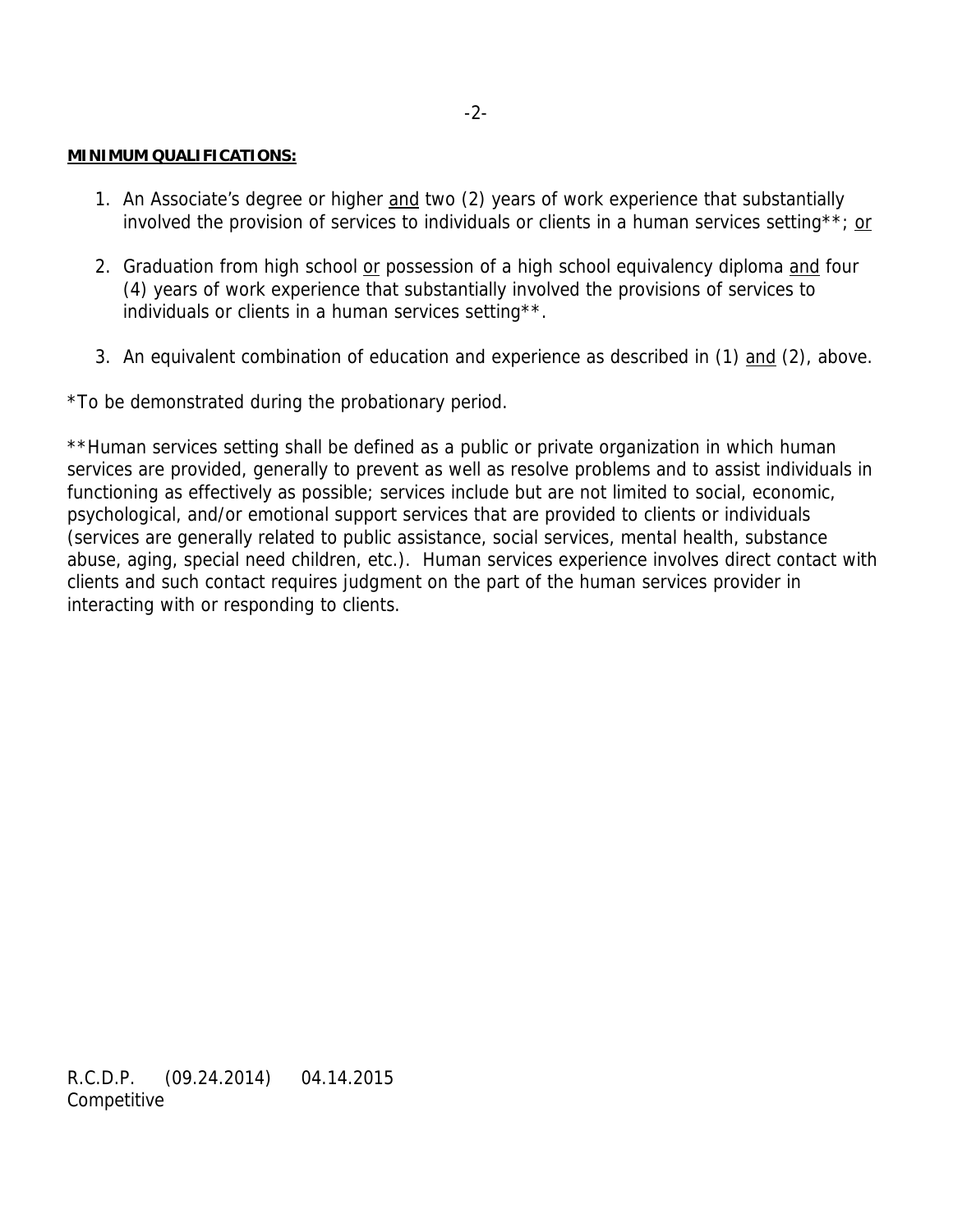**MINIMUM QUALIFICATIONS:**

1. An Associate's degree or higher and two (2) years of work experience that substantially involved the provision of services to individuals or clients in a human services setting**; or

2. Graduation from high school or possession of a high school equivalency diploma and four (4) years of work experience that substantially involved the provisions of services to individuals or clients in a human services setting**.

3. An equivalent combination of education and experience as described in (1) and (2), above.

*To be demonstrated during the probationary period.

**Human services setting shall be defined as a public or private organization in which human services are provided, generally to prevent as well as resolve problems and to assist individuals in functioning as effectively as possible; services include but are not limited to social, economic, psychological, and/or emotional support services that are provided to clients or individuals (services are generally related to public assistance, social services, mental health, substance abuse, aging, special need children, etc.). Human services experience involves direct contact with clients and such contact requires judgment on the part of the human services provider in interacting with or responding to clients.

R.C.D.P. (09.24.2014) 04.14.2015
Competitive